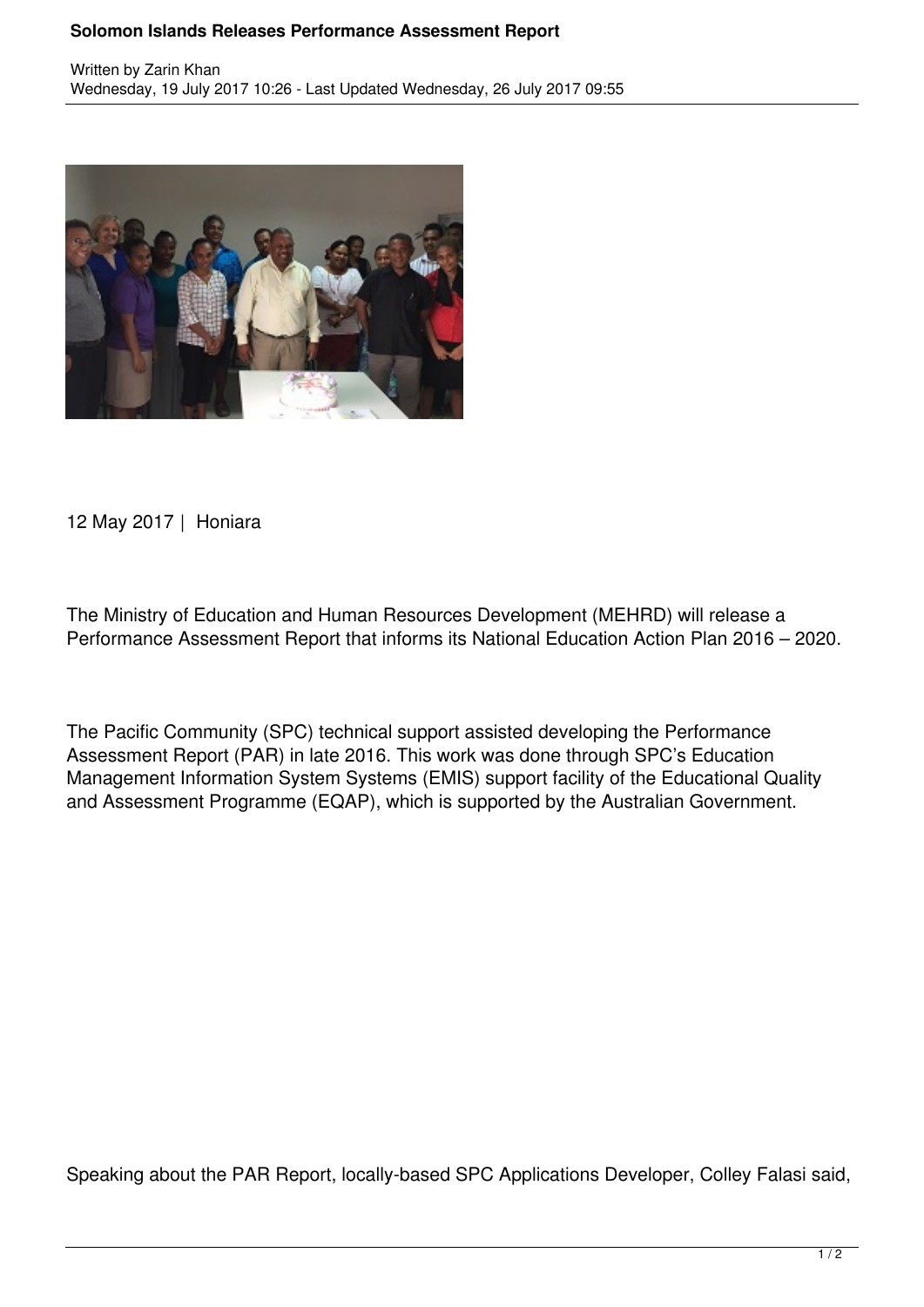# Solomon Islands Releases Performance Assessment Report

Written by Zarin Khan
Wednesday, 19 July 2017 10:26 - Last Updated Wednesday, 26 July 2017 09:55

12 May 2017 | Honiara

The Ministry of Education and Human Resources Development (MEHRD) will release a Performance Assessment Report that informs its National Education Action Plan 2016 – 2020.

The Pacific Community (SPC) technical support assisted developing the Performance Assessment Report (PAR) in late 2016. This work was done through SPC's Education Management Information System Systems (EMIS) support facility of the Educational Quality and Assessment Programme (EQAP), which is supported by the Australian Government.

Speaking about the PAR Report, locally-based SPC Applications Developer, Colley Falasi said,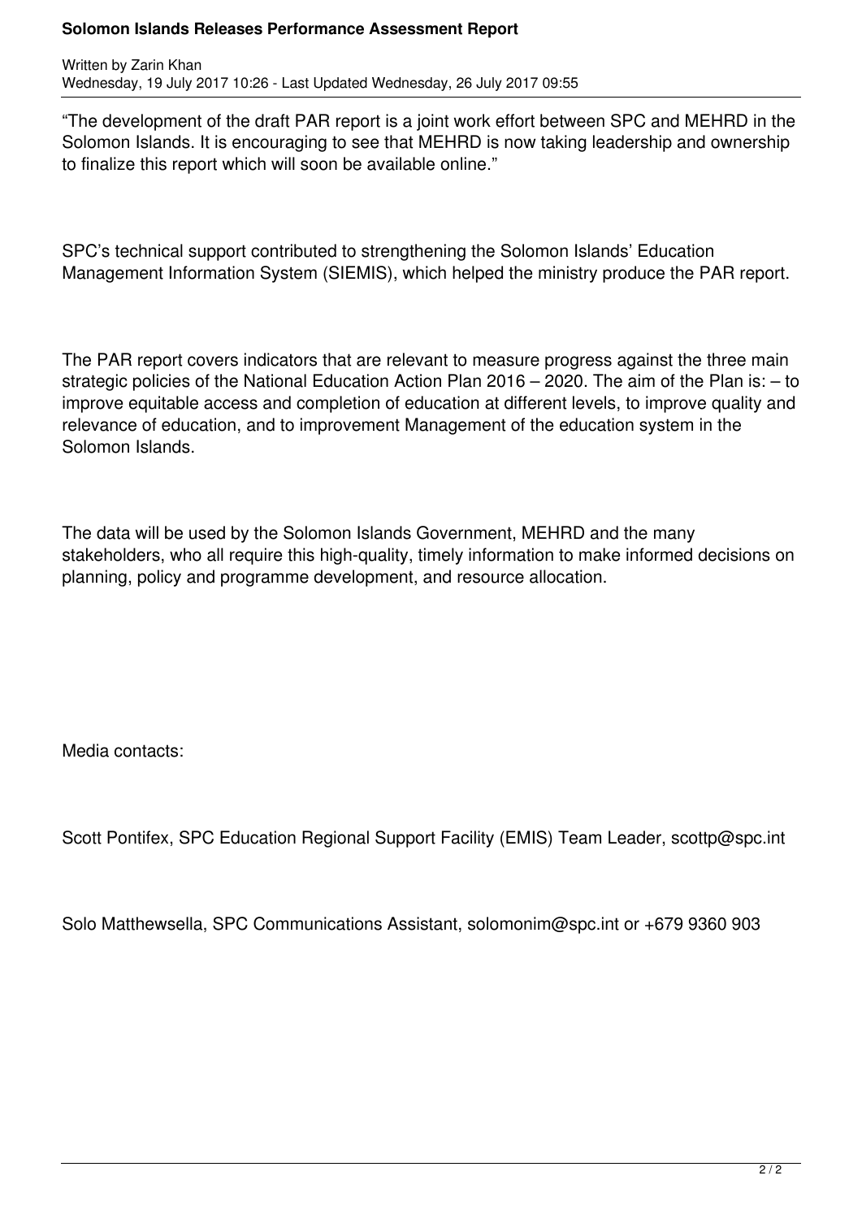"The development of the draft PAR report is a joint work effort between SPC and MEHRD in the Solomon Islands. It is encouraging to see that MEHRD is now taking leadership and ownership to finalize this report which will soon be available online."

SPC's technical support contributed to strengthening the Solomon Islands' Education Management Information System (SIEMIS), which helped the ministry produce the PAR report.

The PAR report covers indicators that are relevant to measure progress against the three main strategic policies of the National Education Action Plan 2016 – 2020. The aim of the Plan is: – to improve equitable access and completion of education at different levels, to improve quality and relevance of education, and to improvement Management of the education system in the Solomon Islands.

The data will be used by the Solomon Islands Government, MEHRD and the many stakeholders, who all require this high-quality, timely information to make informed decisions on planning, policy and programme development, and resource allocation.

Media contacts:

Scott Pontifex, SPC Education Regional Support Facility (EMIS) Team Leader, scottp@spc.int

Solo Matthewsella, SPC Communications Assistant, solomonim@spc.int or +679 9360 903